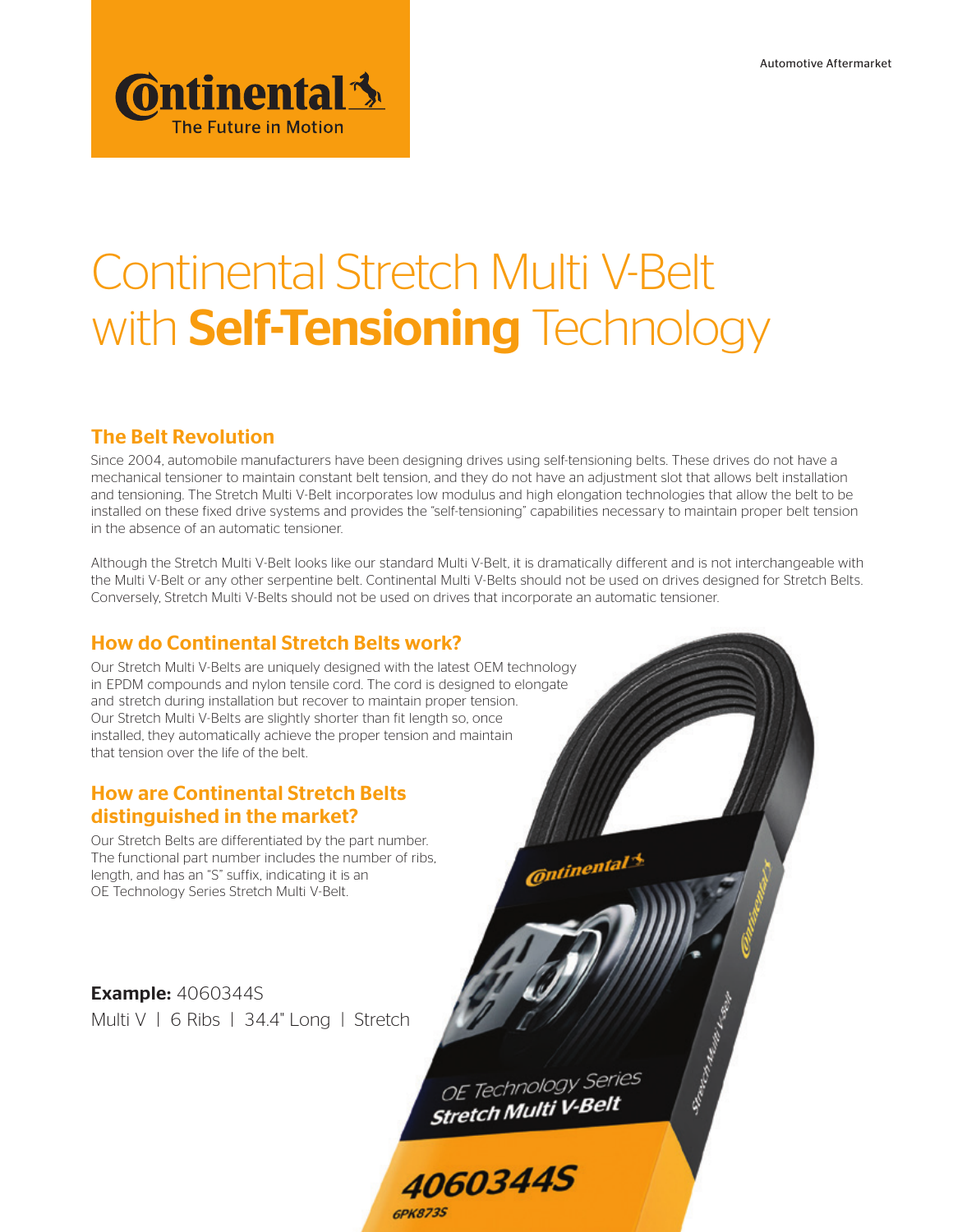Automotive Aftermarket

Continental
The Future in Motion

# Continental Stretch Multi V-Belt with **Self-Tensioning** Technology

## The Belt Revolution

Since 2004, automobile manufacturers have been designing drives using self-tensioning belts. These drives do not have a mechanical tensioner to maintain constant belt tension, and they do not have an adjustment slot that allows belt installation and tensioning. The Stretch Multi V-Belt incorporates low modulus and high elongation technologies that allow the belt to be installed on these fixed drive systems and provides the "self-tensioning" capabilities necessary to maintain proper belt tension in the absence of an automatic tensioner.

Although the Stretch Multi V-Belt looks like our standard Multi V-Belt, it is dramatically different and is not interchangeable with the Multi V-Belt or any other serpentine belt. Continental Multi V-Belts should not be used on drives designed for Stretch Belts. Conversely, Stretch Multi V-Belts should not be used on drives that incorporate an automatic tensioner.

## How do Continental Stretch Belts work?

Our Stretch Multi V-Belts are uniquely designed with the latest OEM technology in EPDM compounds and nylon tensile cord. The cord is designed to elongate and stretch during installation but recover to maintain proper tension. Our Stretch Multi V-Belts are slightly shorter than fit length so, once installed, they automatically achieve the proper tension and maintain that tension over the life of the belt.

## How are Continental Stretch Belts distinguished in the market?

Our Stretch Belts are differentiated by the part number. The functional part number includes the number of ribs, length, and has an "S" suffix, indicating it is an OE Technology Series Stretch Multi V-Belt.

**Example:** 4060344S
Multi V | 6 Ribs | 34.4" Long | Stretch

Continental
OE Technology Series
Stretch Multi V-Belt
4060344S
6PK873S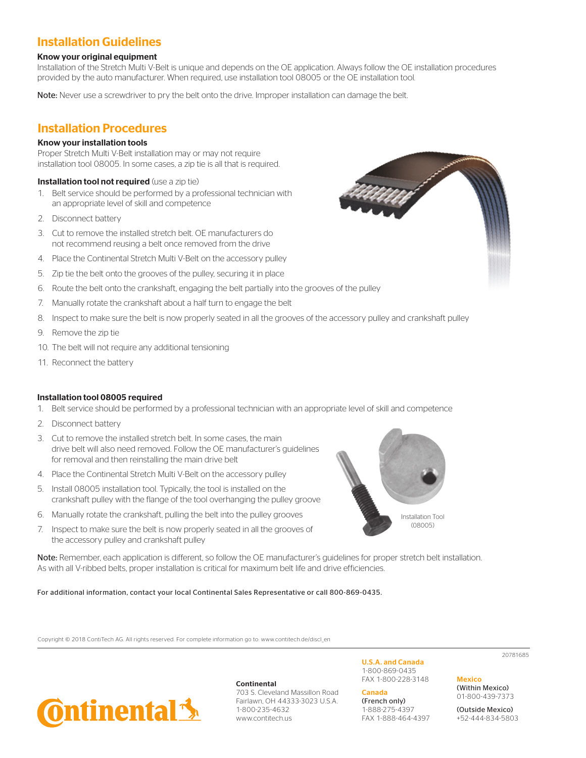## Installation Guidelines

**Know your original equipment**

Installation of the Stretch Multi V-Belt is unique and depends on the OE application. Always follow the OE installation procedures provided by the auto manufacturer. When required, use installation tool 08005 or the OE installation tool.

**Note:** Never use a screwdriver to pry the belt onto the drive. Improper installation can damage the belt.

## Installation Procedures

**Know your installation tools**

Proper Stretch Multi V-Belt installation may or may not require installation tool 08005. In some cases, a zip tie is all that is required.

**Installation tool not required** (use a zip tie)

1. Belt service should be performed by a professional technician with an appropriate level of skill and competence
2. Disconnect battery
3. Cut to remove the installed stretch belt. OE manufacturers do not recommend reusing a belt once removed from the drive
4. Place the Continental Stretch Multi V-Belt on the accessory pulley
5. Zip tie the belt onto the grooves of the pulley, securing it in place
6. Route the belt onto the crankshaft, engaging the belt partially into the grooves of the pulley
7. Manually rotate the crankshaft about a half turn to engage the belt
8. Inspect to make sure the belt is now properly seated in all the grooves of the accessory pulley and crankshaft pulley
9. Remove the zip tie
10. The belt will not require any additional tensioning
11. Reconnect the battery

**Installation tool 08005 required**

1. Belt service should be performed by a professional technician with an appropriate level of skill and competence
2. Disconnect battery
3. Cut to remove the installed stretch belt. In some cases, the main drive belt will also need removed. Follow the OE manufacturer's guidelines for removal and then reinstalling the main drive belt
4. Place the Continental Stretch Multi V-Belt on the accessory pulley
5. Install 08005 installation tool. Typically, the tool is installed on the crankshaft pulley with the flange of the tool overhanging the pulley groove
6. Manually rotate the crankshaft, pulling the belt into the pulley grooves
7. Inspect to make sure the belt is now properly seated in all the grooves of the accessory pulley and crankshaft pulley

Installation Tool (08005)

**Note:** Remember, each application is different, so follow the OE manufacturer's guidelines for proper stretch belt installation. As with all V-ribbed belts, proper installation is critical for maximum belt life and drive efficiencies.

For additional information, contact your local Continental Sales Representative or call 800-869-0435.

Copyright © 2018 ContiTech AG. All rights reserved. For complete information go to: www.contitech.de/discl_en

20781685

Continental

**Continental**
703 S. Cleveland Massillon Road
Fairlawn, OH 44333-3023 U.S.A.
1-800-235-4632
www.contitech.us

**U.S.A. and Canada**
1-800-869-0435
FAX 1-800-228-3148

**Canada**
(French only)
1-888-275-4397
FAX 1-888-464-4397

**Mexico**
(Within Mexico)
01-800-439-7373

(Outside Mexico)
+52-444-834-5803